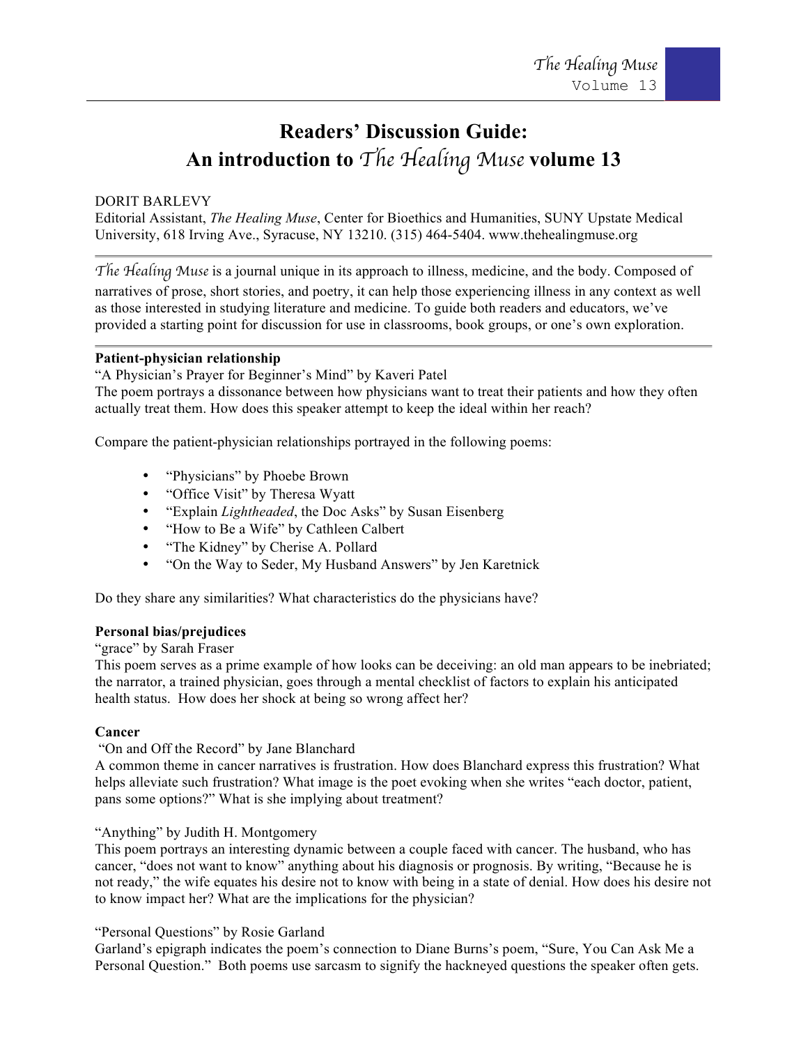# Readers' Discussion Guide:
# An introduction to *The Healing Muse* volume 13

DORIT BARLEVY
Editorial Assistant, *The Healing Muse*, Center for Bioethics and Humanities, SUNY Upstate Medical University, 618 Irving Ave., Syracuse, NY 13210. (315) 464-5404. www.thehealingmuse.org

---

*The Healing Muse* is a journal unique in its approach to illness, medicine, and the body. Composed of narratives of prose, short stories, and poetry, it can help those experiencing illness in any context as well as those interested in studying literature and medicine. To guide both readers and educators, we've provided a starting point for discussion for use in classrooms, book groups, or one's own exploration.

---

**Patient-physician relationship**
"A Physician's Prayer for Beginner's Mind" by Kaveri Patel
The poem portrays a dissonance between how physicians want to treat their patients and how they often actually treat them. How does this speaker attempt to keep the ideal within her reach?

Compare the patient-physician relationships portrayed in the following poems:

- "Physicians" by Phoebe Brown
- "Office Visit" by Theresa Wyatt
- "Explain *Lightheaded*, the Doc Asks" by Susan Eisenberg
- "How to Be a Wife" by Cathleen Calbert
- "The Kidney" by Cherise A. Pollard
- "On the Way to Seder, My Husband Answers" by Jen Karetnick

Do they share any similarities? What characteristics do the physicians have?

**Personal bias/prejudices**
"grace" by Sarah Fraser
This poem serves as a prime example of how looks can be deceiving: an old man appears to be inebriated; the narrator, a trained physician, goes through a mental checklist of factors to explain his anticipated health status. How does her shock at being so wrong affect her?

**Cancer**
"On and Off the Record" by Jane Blanchard
A common theme in cancer narratives is frustration. How does Blanchard express this frustration? What helps alleviate such frustration? What image is the poet evoking when she writes "each doctor, patient, pans some options?" What is she implying about treatment?

"Anything" by Judith H. Montgomery
This poem portrays an interesting dynamic between a couple faced with cancer. The husband, who has cancer, "does not want to know" anything about his diagnosis or prognosis. By writing, "Because he is not ready," the wife equates his desire not to know with being in a state of denial. How does his desire not to know impact her? What are the implications for the physician?

"Personal Questions" by Rosie Garland
Garland's epigraph indicates the poem's connection to Diane Burns's poem, "Sure, You Can Ask Me a Personal Question." Both poems use sarcasm to signify the hackneyed questions the speaker often gets.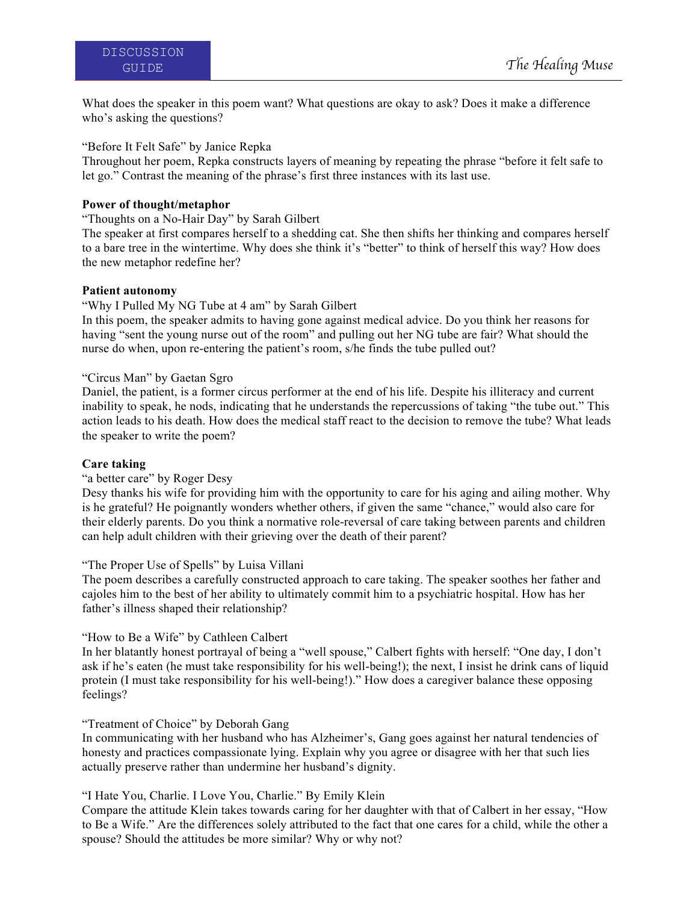What does the speaker in this poem want? What questions are okay to ask? Does it make a difference who's asking the questions?

"Before It Felt Safe" by Janice Repka
Throughout her poem, Repka constructs layers of meaning by repeating the phrase "before it felt safe to let go." Contrast the meaning of the phrase's first three instances with its last use.

**Power of thought/metaphor**

"Thoughts on a No-Hair Day" by Sarah Gilbert
The speaker at first compares herself to a shedding cat. She then shifts her thinking and compares herself to a bare tree in the wintertime. Why does she think it's "better" to think of herself this way? How does the new metaphor redefine her?

**Patient autonomy**

"Why I Pulled My NG Tube at 4 am" by Sarah Gilbert
In this poem, the speaker admits to having gone against medical advice. Do you think her reasons for having "sent the young nurse out of the room" and pulling out her NG tube are fair? What should the nurse do when, upon re-entering the patient's room, s/he finds the tube pulled out?

"Circus Man" by Gaetan Sgro
Daniel, the patient, is a former circus performer at the end of his life. Despite his illiteracy and current inability to speak, he nods, indicating that he understands the repercussions of taking "the tube out." This action leads to his death. How does the medical staff react to the decision to remove the tube? What leads the speaker to write the poem?

**Care taking**

"a better care" by Roger Desy
Desy thanks his wife for providing him with the opportunity to care for his aging and ailing mother. Why is he grateful? He poignantly wonders whether others, if given the same "chance," would also care for their elderly parents. Do you think a normative role-reversal of care taking between parents and children can help adult children with their grieving over the death of their parent?

"The Proper Use of Spells" by Luisa Villani
The poem describes a carefully constructed approach to care taking. The speaker soothes her father and cajoles him to the best of her ability to ultimately commit him to a psychiatric hospital. How has her father's illness shaped their relationship?

"How to Be a Wife" by Cathleen Calbert
In her blatantly honest portrayal of being a "well spouse," Calbert fights with herself: "One day, I don't ask if he's eaten (he must take responsibility for his well-being!); the next, I insist he drink cans of liquid protein (I must take responsibility for his well-being!)." How does a caregiver balance these opposing feelings?

"Treatment of Choice" by Deborah Gang
In communicating with her husband who has Alzheimer's, Gang goes against her natural tendencies of honesty and practices compassionate lying. Explain why you agree or disagree with her that such lies actually preserve rather than undermine her husband's dignity.

"I Hate You, Charlie. I Love You, Charlie." By Emily Klein
Compare the attitude Klein takes towards caring for her daughter with that of Calbert in her essay, "How to Be a Wife." Are the differences solely attributed to the fact that one cares for a child, while the other a spouse? Should the attitudes be more similar? Why or why not?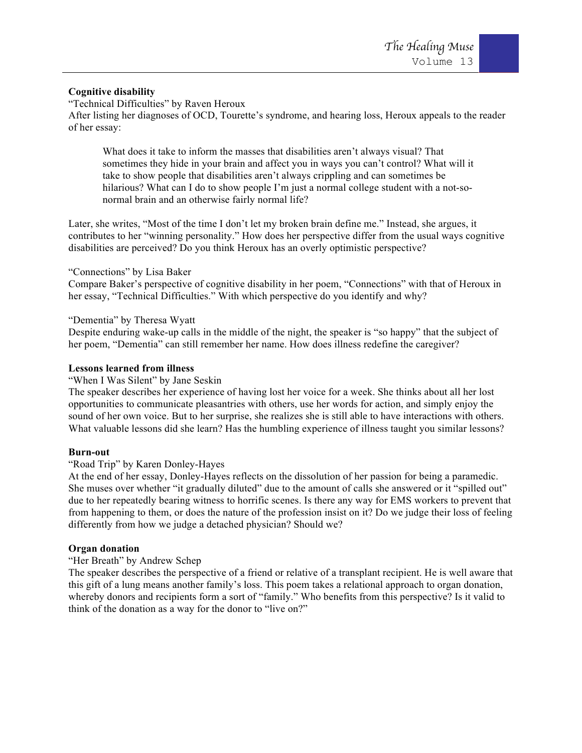**Cognitive disability**

"Technical Difficulties" by Raven Heroux

After listing her diagnoses of OCD, Tourette's syndrome, and hearing loss, Heroux appeals to the reader of her essay:

> What does it take to inform the masses that disabilities aren't always visual? That sometimes they hide in your brain and affect you in ways you can't control? What will it take to show people that disabilities aren't always crippling and can sometimes be hilarious? What can I do to show people I'm just a normal college student with a not-so-normal brain and an otherwise fairly normal life?

Later, she writes, "Most of the time I don't let my broken brain define me." Instead, she argues, it contributes to her "winning personality." How does her perspective differ from the usual ways cognitive disabilities are perceived? Do you think Heroux has an overly optimistic perspective?

"Connections" by Lisa Baker

Compare Baker's perspective of cognitive disability in her poem, "Connections" with that of Heroux in her essay, "Technical Difficulties." With which perspective do you identify and why?

"Dementia" by Theresa Wyatt

Despite enduring wake-up calls in the middle of the night, the speaker is "so happy" that the subject of her poem, "Dementia" can still remember her name. How does illness redefine the caregiver?

**Lessons learned from illness**

"When I Was Silent" by Jane Seskin

The speaker describes her experience of having lost her voice for a week. She thinks about all her lost opportunities to communicate pleasantries with others, use her words for action, and simply enjoy the sound of her own voice. But to her surprise, she realizes she is still able to have interactions with others. What valuable lessons did she learn? Has the humbling experience of illness taught you similar lessons?

**Burn-out**

"Road Trip" by Karen Donley-Hayes

At the end of her essay, Donley-Hayes reflects on the dissolution of her passion for being a paramedic. She muses over whether "it gradually diluted" due to the amount of calls she answered or it "spilled out" due to her repeatedly bearing witness to horrific scenes. Is there any way for EMS workers to prevent that from happening to them, or does the nature of the profession insist on it? Do we judge their loss of feeling differently from how we judge a detached physician? Should we?

**Organ donation**

"Her Breath" by Andrew Schep

The speaker describes the perspective of a friend or relative of a transplant recipient. He is well aware that this gift of a lung means another family's loss. This poem takes a relational approach to organ donation, whereby donors and recipients form a sort of "family." Who benefits from this perspective? Is it valid to think of the donation as a way for the donor to "live on?"